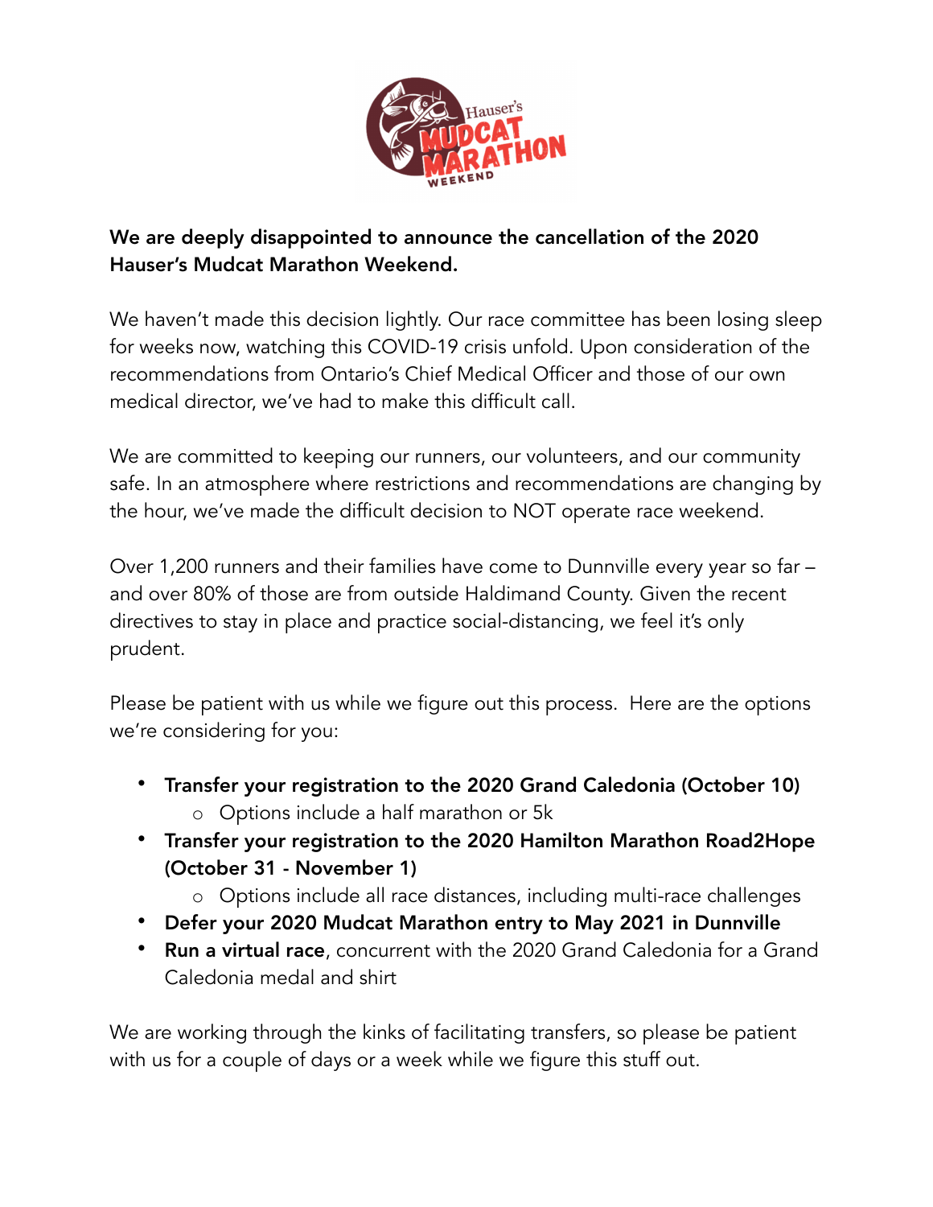**We are deeply disappointed to announce the cancellation of the 2020 Hauser's Mudcat Marathon Weekend.**

We haven't made this decision lightly. Our race committee has been losing sleep for weeks now, watching this COVID-19 crisis unfold. Upon consideration of the recommendations from Ontario's Chief Medical Officer and those of our own medical director, we've had to make this difficult call.

We are committed to keeping our runners, our volunteers, and our community safe. In an atmosphere where restrictions and recommendations are changing by the hour, we've made the difficult decision to NOT operate race weekend.

Over 1,200 runners and their families have come to Dunnville every year so far – and over 80% of those are from outside Haldimand County. Given the recent directives to stay in place and practice social-distancing, we feel it's only prudent.

Please be patient with us while we figure out this process. Here are the options we're considering for you:

- **Transfer your registration to the 2020 Grand Caledonia (October 10)**
  - Options include a half marathon or 5k
- **Transfer your registration to the 2020 Hamilton Marathon Road2Hope (October 31 - November 1)**
  - Options include all race distances, including multi-race challenges
- **Defer your 2020 Mudcat Marathon entry to May 2021 in Dunnville**
- **Run a virtual race**, concurrent with the 2020 Grand Caledonia for a Grand Caledonia medal and shirt

We are working through the kinks of facilitating transfers, so please be patient with us for a couple of days or a week while we figure this stuff out.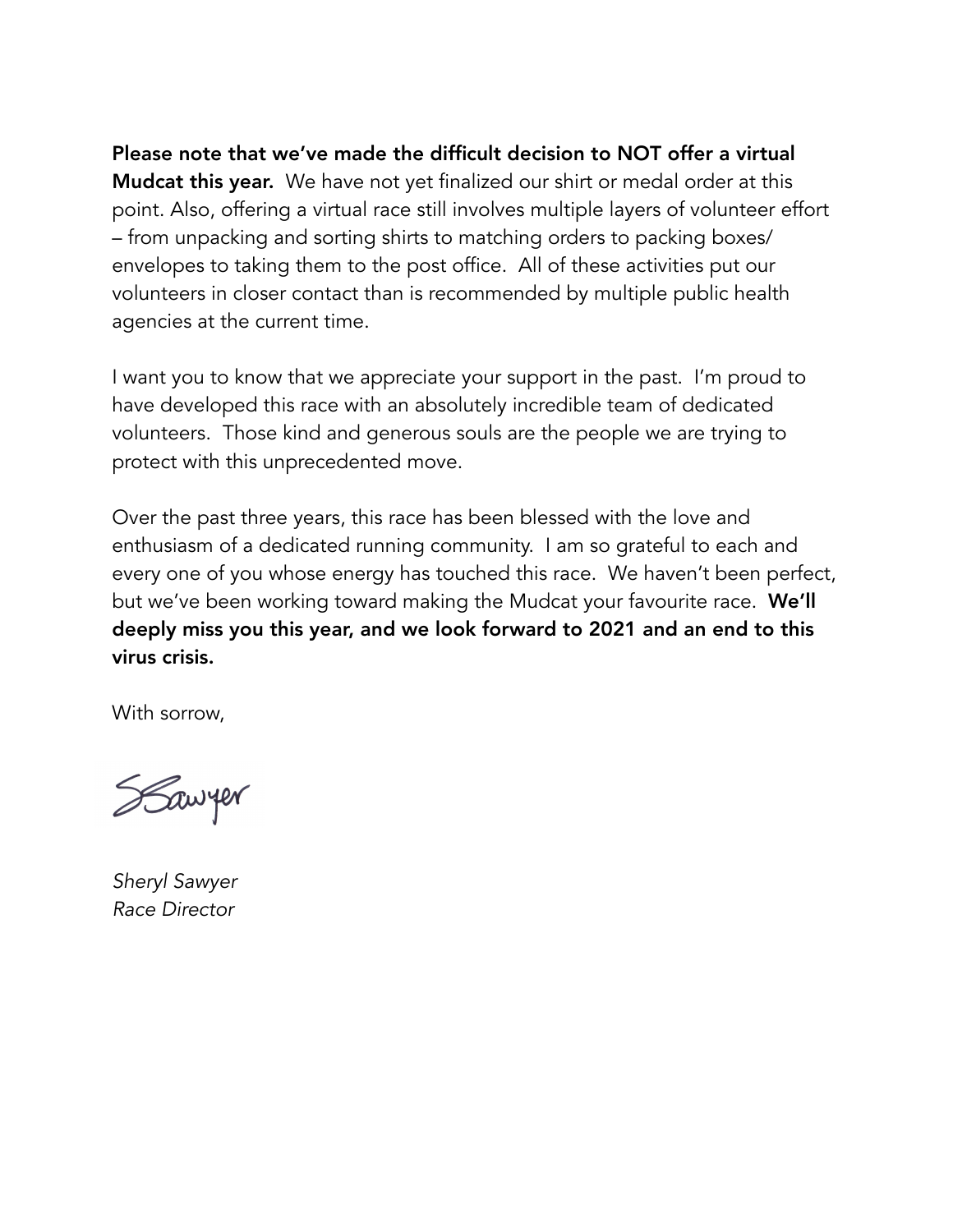**Please note that we've made the difficult decision to NOT offer a virtual Mudcat this year.** We have not yet finalized our shirt or medal order at this point. Also, offering a virtual race still involves multiple layers of volunteer effort – from unpacking and sorting shirts to matching orders to packing boxes/envelopes to taking them to the post office. All of these activities put our volunteers in closer contact than is recommended by multiple public health agencies at the current time.

I want you to know that we appreciate your support in the past. I'm proud to have developed this race with an absolutely incredible team of dedicated volunteers. Those kind and generous souls are the people we are trying to protect with this unprecedented move.

Over the past three years, this race has been blessed with the love and enthusiasm of a dedicated running community. I am so grateful to each and every one of you whose energy has touched this race. We haven't been perfect, but we've been working toward making the Mudcat your favourite race. **We'll deeply miss you this year, and we look forward to 2021 and an end to this virus crisis.**

With sorrow,

SSawyer

*Sheryl Sawyer*
*Race Director*